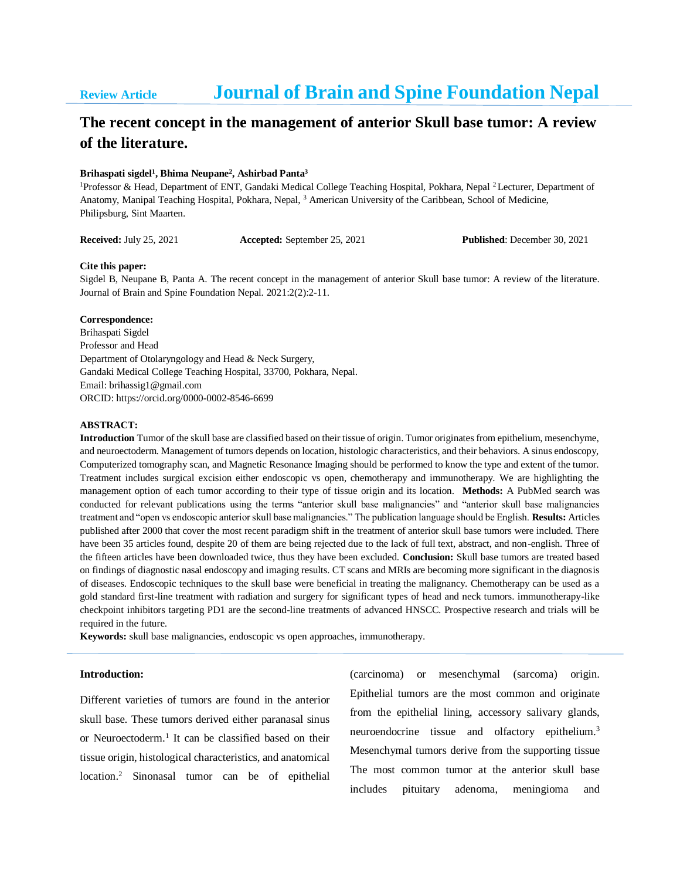**Review Article** | **Journal of Brain and Spine Foundation Nepal**

# The recent concept in the management of anterior Skull base tumor: A review of the literature.

**Brihaspati sigdel[1], Bhima Neupane[2], Ashirbad Panta[3]**

[1]Professor & Head, Department of ENT, Gandaki Medical College Teaching Hospital, Pokhara, Nepal [2]Lecturer, Department of Anatomy, Manipal Teaching Hospital, Pokhara, Nepal, [3] American University of the Caribbean, School of Medicine, Philipsburg, Sint Maarten.

**Received:** July 25, 2021 **Accepted:** September 25, 2021 **Published**: December 30, 2021

**Cite this paper:**
Sigdel B, Neupane B, Panta A. The recent concept in the management of anterior Skull base tumor: A review of the literature. Journal of Brain and Spine Foundation Nepal. 2021:2(2):2-11.

**Correspondence:**
Brihaspati Sigdel
Professor and Head
Department of Otolaryngology and Head & Neck Surgery,
Gandaki Medical College Teaching Hospital, 33700, Pokhara, Nepal.
Email: brihassig1@gmail.com
ORCID: https://orcid.org/0000-0002-8546-6699

**ABSTRACT:**

**Introduction** Tumor of the skull base are classified based on their tissue of origin. Tumor originates from epithelium, mesenchyme, and neuroectoderm. Management of tumors depends on location, histologic characteristics, and their behaviors. A sinus endoscopy, Computerized tomography scan, and Magnetic Resonance Imaging should be performed to know the type and extent of the tumor. Treatment includes surgical excision either endoscopic vs open, chemotherapy and immunotherapy. We are highlighting the management option of each tumor according to their type of tissue origin and its location. **Methods:** A PubMed search was conducted for relevant publications using the terms "anterior skull base malignancies" and "anterior skull base malignancies treatment and "open vs endoscopic anterior skull base malignancies." The publication language should be English. **Results:** Articles published after 2000 that cover the most recent paradigm shift in the treatment of anterior skull base tumors were included. There have been 35 articles found, despite 20 of them are being rejected due to the lack of full text, abstract, and non-english. Three of the fifteen articles have been downloaded twice, thus they have been excluded. **Conclusion:** Skull base tumors are treated based on findings of diagnostic nasal endoscopy and imaging results. CT scans and MRIs are becoming more significant in the diagnosis of diseases. Endoscopic techniques to the skull base were beneficial in treating the malignancy. Chemotherapy can be used as a gold standard first-line treatment with radiation and surgery for significant types of head and neck tumors. immunotherapy-like checkpoint inhibitors targeting PD1 are the second-line treatments of advanced HNSCC. Prospective research and trials will be required in the future.

**Keywords:** skull base malignancies, endoscopic vs open approaches, immunotherapy.

## Introduction:

Different varieties of tumors are found in the anterior skull base. These tumors derived either paranasal sinus or Neuroectoderm.[1] It can be classified based on their tissue origin, histological characteristics, and anatomical location.[2] Sinonasal tumor can be of epithelial (carcinoma) or mesenchymal (sarcoma) origin. Epithelial tumors are the most common and originate from the epithelial lining, accessory salivary glands, neuroendocrine tissue and olfactory epithelium.[3] Mesenchymal tumors derive from the supporting tissue The most common tumor at the anterior skull base includes pituitary adenoma, meningioma and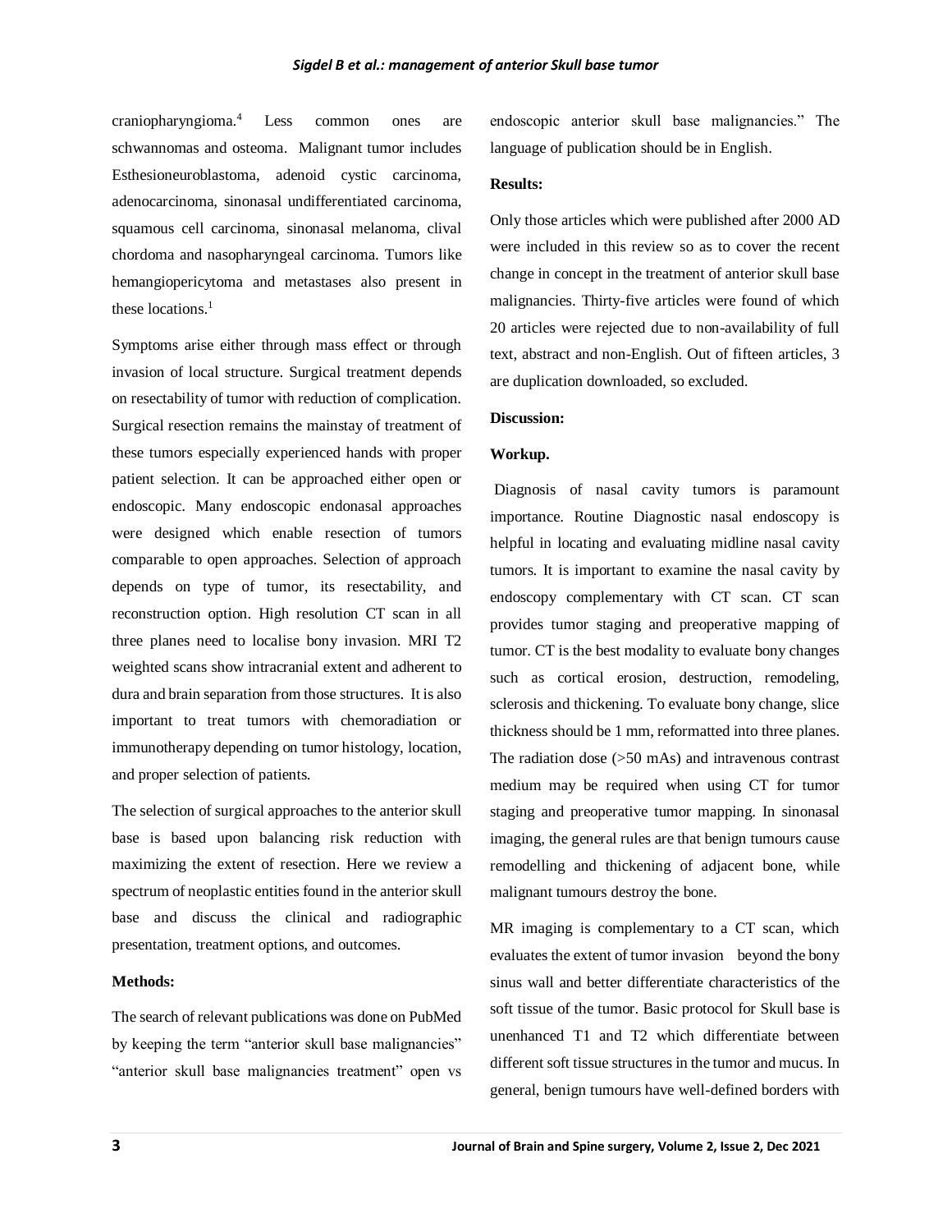craniopharyngioma.[4] Less common ones are schwannomas and osteoma. Malignant tumor includes Esthesioneuroblastoma, adenoid cystic carcinoma, adenocarcinoma, sinonasal undifferentiated carcinoma, squamous cell carcinoma, sinonasal melanoma, clival chordoma and nasopharyngeal carcinoma. Tumors like hemangiopericytoma and metastases also present in these locations.[1]

Symptoms arise either through mass effect or through invasion of local structure. Surgical treatment depends on resectability of tumor with reduction of complication. Surgical resection remains the mainstay of treatment of these tumors especially experienced hands with proper patient selection. It can be approached either open or endoscopic. Many endoscopic endonasal approaches were designed which enable resection of tumors comparable to open approaches. Selection of approach depends on type of tumor, its resectability, and reconstruction option. High resolution CT scan in all three planes need to localise bony invasion. MRI T2 weighted scans show intracranial extent and adherent to dura and brain separation from those structures. It is also important to treat tumors with chemoradiation or immunotherapy depending on tumor histology, location, and proper selection of patients.

The selection of surgical approaches to the anterior skull base is based upon balancing risk reduction with maximizing the extent of resection. Here we review a spectrum of neoplastic entities found in the anterior skull base and discuss the clinical and radiographic presentation, treatment options, and outcomes.

**Methods:**

The search of relevant publications was done on PubMed by keeping the term "anterior skull base malignancies" "anterior skull base malignancies treatment" open vs endoscopic anterior skull base malignancies." The language of publication should be in English.

**Results:**

Only those articles which were published after 2000 AD were included in this review so as to cover the recent change in concept in the treatment of anterior skull base malignancies. Thirty-five articles were found of which 20 articles were rejected due to non-availability of full text, abstract and non-English. Out of fifteen articles, 3 are duplication downloaded, so excluded.

**Discussion:**

**Workup.**

Diagnosis of nasal cavity tumors is paramount importance. Routine Diagnostic nasal endoscopy is helpful in locating and evaluating midline nasal cavity tumors. It is important to examine the nasal cavity by endoscopy complementary with CT scan. CT scan provides tumor staging and preoperative mapping of tumor. CT is the best modality to evaluate bony changes such as cortical erosion, destruction, remodeling, sclerosis and thickening. To evaluate bony change, slice thickness should be 1 mm, reformatted into three planes. The radiation dose (>50 mAs) and intravenous contrast medium may be required when using CT for tumor staging and preoperative tumor mapping. In sinonasal imaging, the general rules are that benign tumours cause remodelling and thickening of adjacent bone, while malignant tumours destroy the bone.

MR imaging is complementary to a CT scan, which evaluates the extent of tumor invasion beyond the bony sinus wall and better differentiate characteristics of the soft tissue of the tumor. Basic protocol for Skull base is unenhanced T1 and T2 which differentiate between different soft tissue structures in the tumor and mucus. In general, benign tumours have well-defined borders with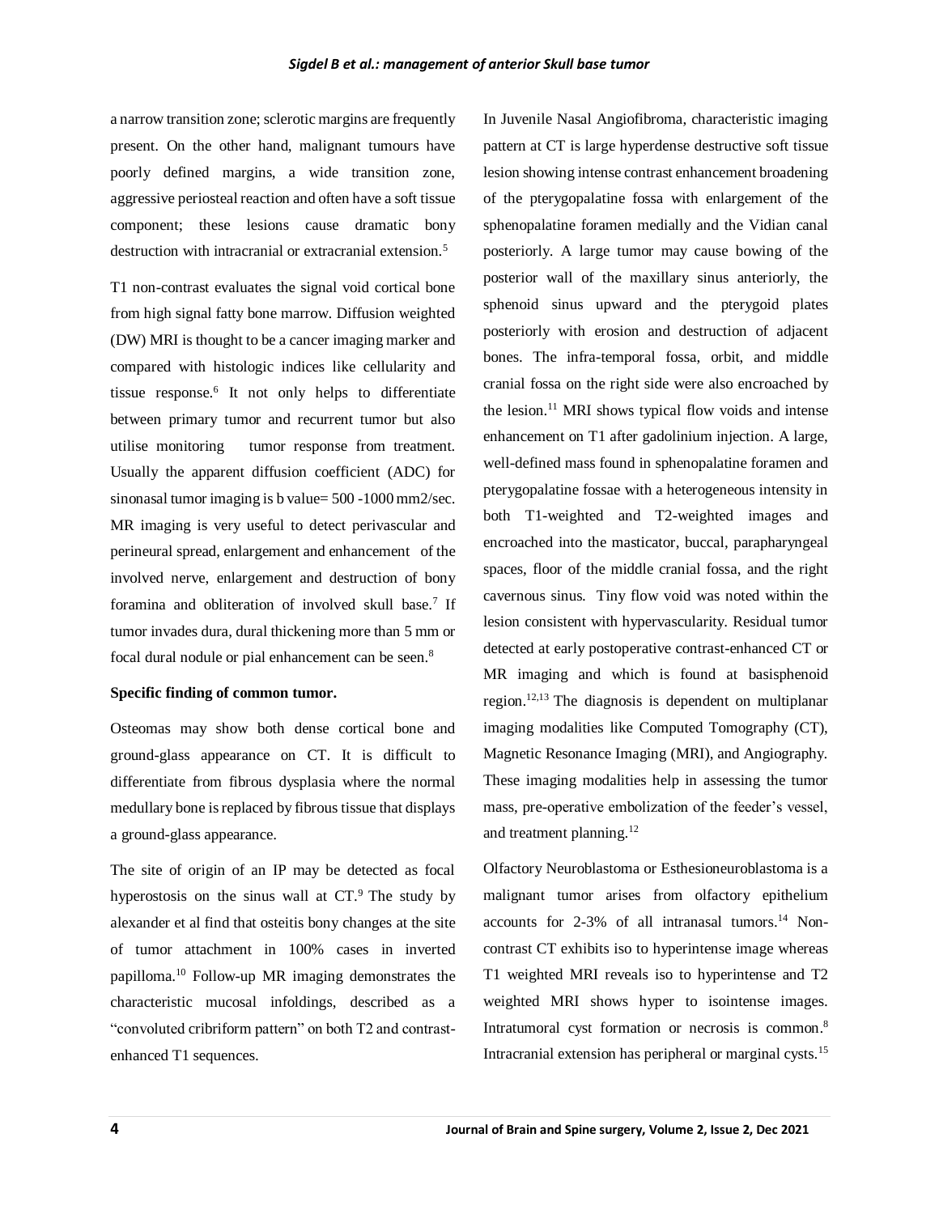a narrow transition zone; sclerotic margins are frequently present. On the other hand, malignant tumours have poorly defined margins, a wide transition zone, aggressive periosteal reaction and often have a soft tissue component; these lesions cause dramatic bony destruction with intracranial or extracranial extension.[5]

T1 non-contrast evaluates the signal void cortical bone from high signal fatty bone marrow. Diffusion weighted (DW) MRI is thought to be a cancer imaging marker and compared with histologic indices like cellularity and tissue response.[6] It not only helps to differentiate between primary tumor and recurrent tumor but also utilise monitoring tumor response from treatment. Usually the apparent diffusion coefficient (ADC) for sinonasal tumor imaging is b value= 500 -1000 mm2/sec. MR imaging is very useful to detect perivascular and perineural spread, enlargement and enhancement of the involved nerve, enlargement and destruction of bony foramina and obliteration of involved skull base.[7] If tumor invades dura, dural thickening more than 5 mm or focal dural nodule or pial enhancement can be seen.[8]

**Specific finding of common tumor.**

Osteomas may show both dense cortical bone and ground-glass appearance on CT. It is difficult to differentiate from fibrous dysplasia where the normal medullary bone is replaced by fibrous tissue that displays a ground-glass appearance.

The site of origin of an IP may be detected as focal hyperostosis on the sinus wall at CT.[9] The study by alexander et al find that osteitis bony changes at the site of tumor attachment in 100% cases in inverted papilloma.[10] Follow-up MR imaging demonstrates the characteristic mucosal infoldings, described as a "convoluted cribriform pattern" on both T2 and contrast-enhanced T1 sequences.

In Juvenile Nasal Angiofibroma, characteristic imaging pattern at CT is large hyperdense destructive soft tissue lesion showing intense contrast enhancement broadening of the pterygopalatine fossa with enlargement of the sphenopalatine foramen medially and the Vidian canal posteriorly. A large tumor may cause bowing of the posterior wall of the maxillary sinus anteriorly, the sphenoid sinus upward and the pterygoid plates posteriorly with erosion and destruction of adjacent bones. The infra-temporal fossa, orbit, and middle cranial fossa on the right side were also encroached by the lesion.[11] MRI shows typical flow voids and intense enhancement on T1 after gadolinium injection. A large, well-defined mass found in sphenopalatine foramen and pterygopalatine fossae with a heterogeneous intensity in both T1-weighted and T2-weighted images and encroached into the masticator, buccal, parapharyngeal spaces, floor of the middle cranial fossa, and the right cavernous sinus. Tiny flow void was noted within the lesion consistent with hypervascularity. Residual tumor detected at early postoperative contrast-enhanced CT or MR imaging and which is found at basisphenoid region.[12,13] The diagnosis is dependent on multiplanar imaging modalities like Computed Tomography (CT), Magnetic Resonance Imaging (MRI), and Angiography. These imaging modalities help in assessing the tumor mass, pre-operative embolization of the feeder's vessel, and treatment planning.[12]

Olfactory Neuroblastoma or Esthesioneuroblastoma is a malignant tumor arises from olfactory epithelium accounts for 2-3% of all intranasal tumors.[14] Non-contrast CT exhibits iso to hyperintense image whereas T1 weighted MRI reveals iso to hyperintense and T2 weighted MRI shows hyper to isointense images. Intratumoral cyst formation or necrosis is common.[8] Intracranial extension has peripheral or marginal cysts.[15]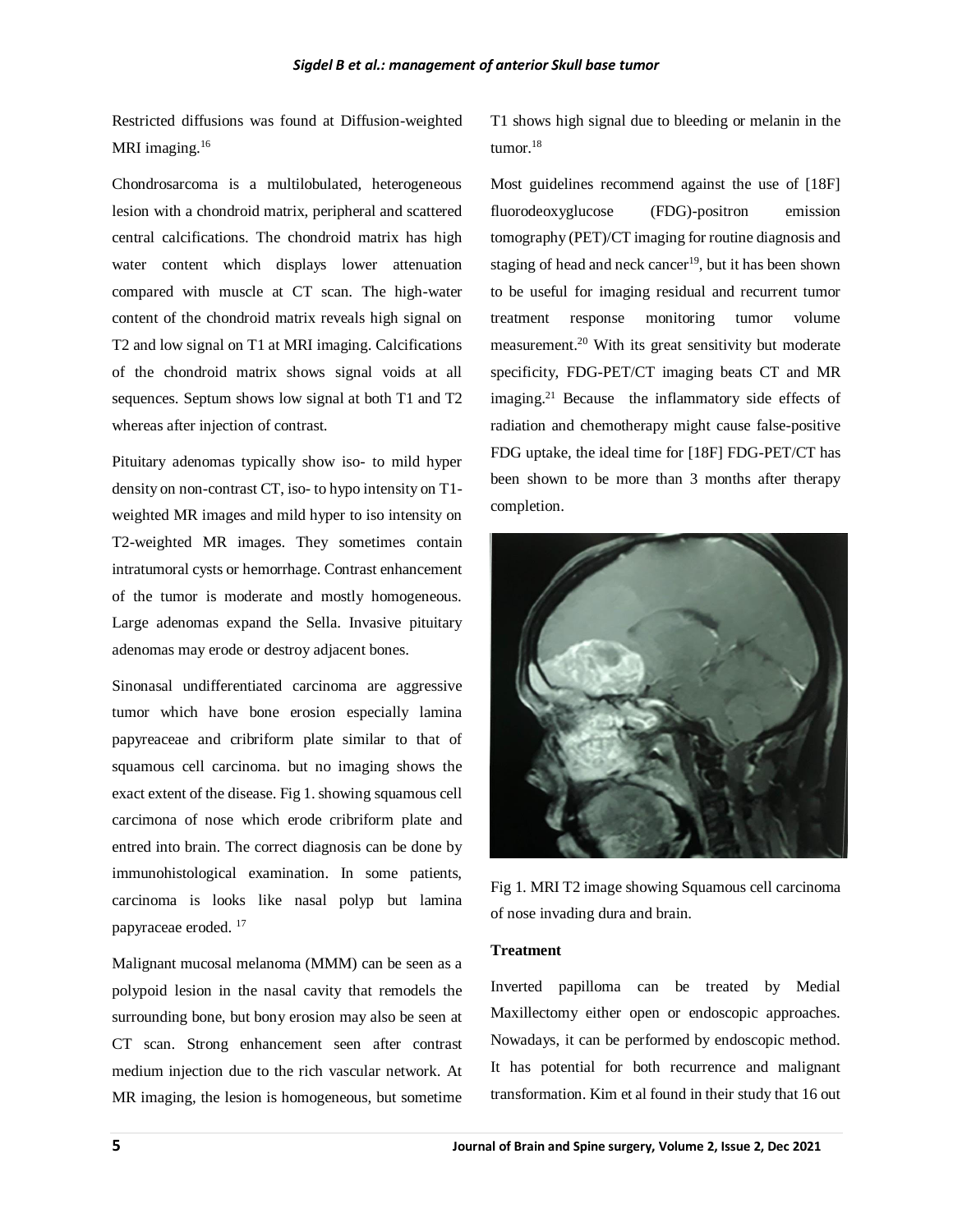Restricted diffusions was found at Diffusion-weighted MRI imaging.[16]

Chondrosarcoma is a multilobulated, heterogeneous lesion with a chondroid matrix, peripheral and scattered central calcifications. The chondroid matrix has high water content which displays lower attenuation compared with muscle at CT scan. The high-water content of the chondroid matrix reveals high signal on T2 and low signal on T1 at MRI imaging. Calcifications of the chondroid matrix shows signal voids at all sequences. Septum shows low signal at both T1 and T2 whereas after injection of contrast.

Pituitary adenomas typically show iso- to mild hyper density on non-contrast CT, iso- to hypo intensity on T1-weighted MR images and mild hyper to iso intensity on T2-weighted MR images. They sometimes contain intratumoral cysts or hemorrhage. Contrast enhancement of the tumor is moderate and mostly homogeneous. Large adenomas expand the Sella. Invasive pituitary adenomas may erode or destroy adjacent bones.

Sinonasal undifferentiated carcinoma are aggressive tumor which have bone erosion especially lamina papyreaceae and cribriform plate similar to that of squamous cell carcinoma. but no imaging shows the exact extent of the disease. Fig 1. showing squamous cell carcimona of nose which erode cribriform plate and entred into brain. The correct diagnosis can be done by immunohistological examination. In some patients, carcinoma is looks like nasal polyp but lamina papyraceae eroded. [17]

Malignant mucosal melanoma (MMM) can be seen as a polypoid lesion in the nasal cavity that remodels the surrounding bone, but bony erosion may also be seen at CT scan. Strong enhancement seen after contrast medium injection due to the rich vascular network. At MR imaging, the lesion is homogeneous, but sometime T1 shows high signal due to bleeding or melanin in the tumor.[18]

Most guidelines recommend against the use of [18F] fluorodeoxyglucose (FDG)-positron emission tomography (PET)/CT imaging for routine diagnosis and staging of head and neck cancer[19], but it has been shown to be useful for imaging residual and recurrent tumor treatment response monitoring tumor volume measurement.[20] With its great sensitivity but moderate specificity, FDG-PET/CT imaging beats CT and MR imaging.[21] Because the inflammatory side effects of radiation and chemotherapy might cause false-positive FDG uptake, the ideal time for [18F] FDG-PET/CT has been shown to be more than 3 months after therapy completion.

Fig 1. MRI T2 image showing Squamous cell carcinoma of nose invading dura and brain.

**Treatment**

Inverted papilloma can be treated by Medial Maxillectomy either open or endoscopic approaches. Nowadays, it can be performed by endoscopic method. It has potential for both recurrence and malignant transformation. Kim et al found in their study that 16 out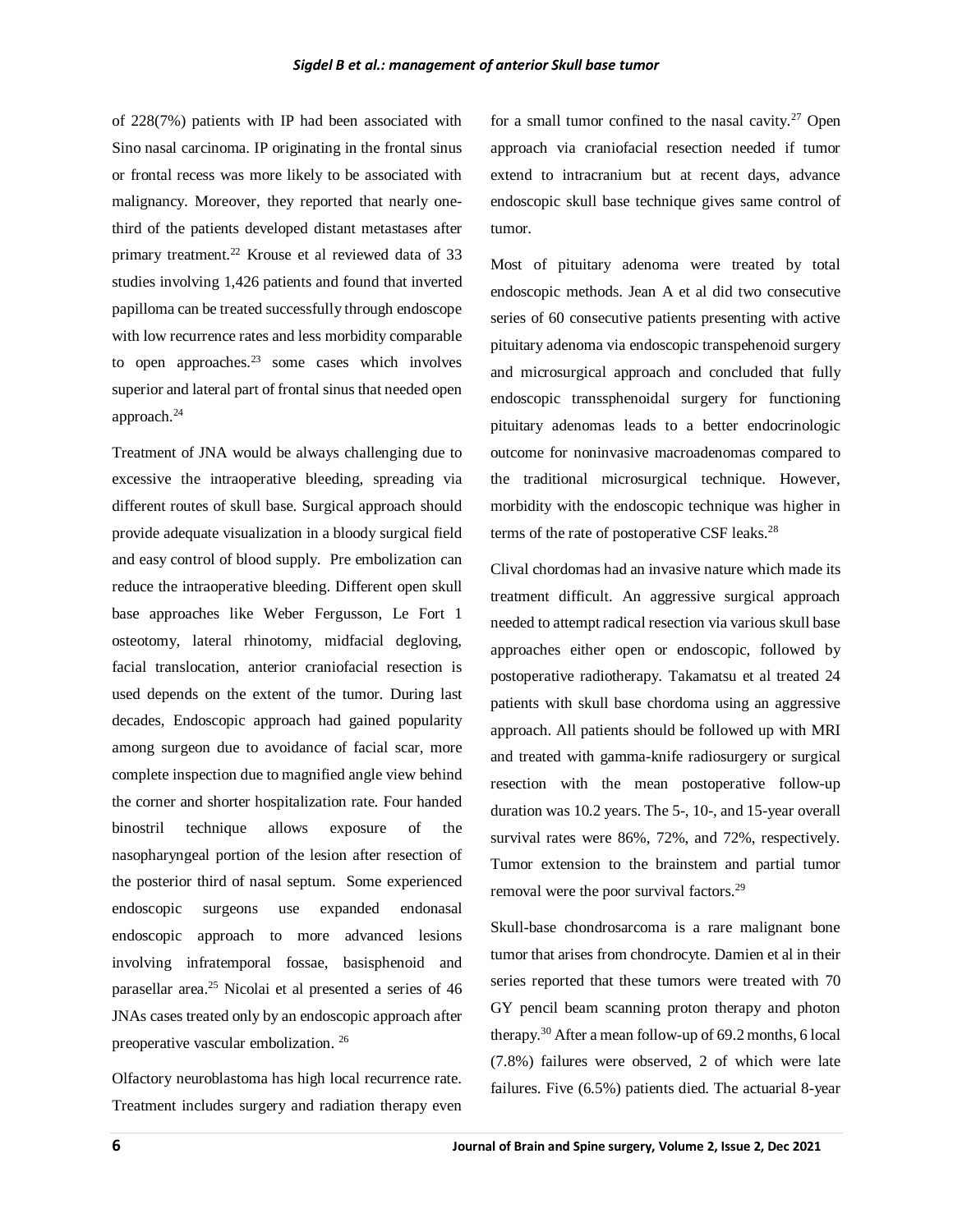of 228(7%) patients with IP had been associated with Sino nasal carcinoma. IP originating in the frontal sinus or frontal recess was more likely to be associated with malignancy. Moreover, they reported that nearly one-third of the patients developed distant metastases after primary treatment.[22] Krouse et al reviewed data of 33 studies involving 1,426 patients and found that inverted papilloma can be treated successfully through endoscope with low recurrence rates and less morbidity comparable to open approaches.[23] some cases which involves superior and lateral part of frontal sinus that needed open approach.[24]

Treatment of JNA would be always challenging due to excessive the intraoperative bleeding, spreading via different routes of skull base. Surgical approach should provide adequate visualization in a bloody surgical field and easy control of blood supply. Pre embolization can reduce the intraoperative bleeding. Different open skull base approaches like Weber Fergusson, Le Fort 1 osteotomy, lateral rhinotomy, midfacial degloving, facial translocation, anterior craniofacial resection is used depends on the extent of the tumor. During last decades, Endoscopic approach had gained popularity among surgeon due to avoidance of facial scar, more complete inspection due to magnified angle view behind the corner and shorter hospitalization rate. Four handed binostril technique allows exposure of the nasopharyngeal portion of the lesion after resection of the posterior third of nasal septum. Some experienced endoscopic surgeons use expanded endonasal endoscopic approach to more advanced lesions involving infratemporal fossae, basisphenoid and parasellar area.[25] Nicolai et al presented a series of 46 JNAs cases treated only by an endoscopic approach after preoperative vascular embolization. [26]

Olfactory neuroblastoma has high local recurrence rate. Treatment includes surgery and radiation therapy even for a small tumor confined to the nasal cavity.[27] Open approach via craniofacial resection needed if tumor extend to intracranium but at recent days, advance endoscopic skull base technique gives same control of tumor.

Most of pituitary adenoma were treated by total endoscopic methods. Jean A et al did two consecutive series of 60 consecutive patients presenting with active pituitary adenoma via endoscopic transpehenoid surgery and microsurgical approach and concluded that fully endoscopic transsphenoidal surgery for functioning pituitary adenomas leads to a better endocrinologic outcome for noninvasive macroadenomas compared to the traditional microsurgical technique. However, morbidity with the endoscopic technique was higher in terms of the rate of postoperative CSF leaks.[28]

Clival chordomas had an invasive nature which made its treatment difficult. An aggressive surgical approach needed to attempt radical resection via various skull base approaches either open or endoscopic, followed by postoperative radiotherapy. Takamatsu et al treated 24 patients with skull base chordoma using an aggressive approach. All patients should be followed up with MRI and treated with gamma-knife radiosurgery or surgical resection with the mean postoperative follow-up duration was 10.2 years. The 5-, 10-, and 15-year overall survival rates were 86%, 72%, and 72%, respectively. Tumor extension to the brainstem and partial tumor removal were the poor survival factors.[29]

Skull-base chondrosarcoma is a rare malignant bone tumor that arises from chondrocyte. Damien et al in their series reported that these tumors were treated with 70 GY pencil beam scanning proton therapy and photon therapy.[30] After a mean follow-up of 69.2 months, 6 local (7.8%) failures were observed, 2 of which were late failures. Five (6.5%) patients died. The actuarial 8-year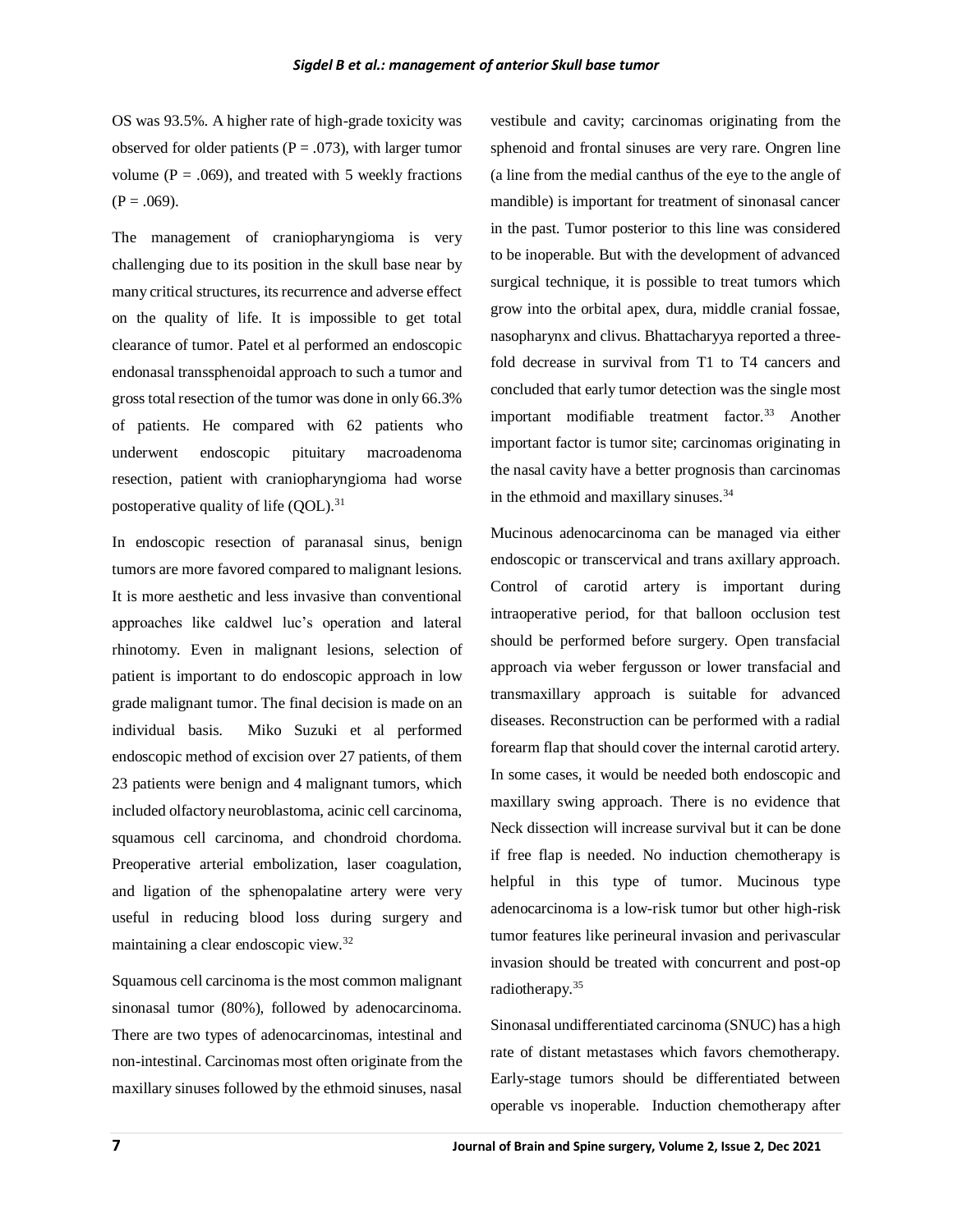OS was 93.5%. A higher rate of high-grade toxicity was observed for older patients ($P = .073$), with larger tumor volume ($P = .069$), and treated with 5 weekly fractions ($P = .069$).

The management of craniopharyngioma is very challenging due to its position in the skull base near by many critical structures, its recurrence and adverse effect on the quality of life. It is impossible to get total clearance of tumor. Patel et al performed an endoscopic endonasal transsphenoidal approach to such a tumor and gross total resection of the tumor was done in only 66.3% of patients. He compared with 62 patients who underwent endoscopic pituitary macroadenoma resection, patient with craniopharyngioma had worse postoperative quality of life (QOL).[31]

In endoscopic resection of paranasal sinus, benign tumors are more favored compared to malignant lesions. It is more aesthetic and less invasive than conventional approaches like caldwel luc's operation and lateral rhinotomy. Even in malignant lesions, selection of patient is important to do endoscopic approach in low grade malignant tumor. The final decision is made on an individual basis. Miko Suzuki et al performed endoscopic method of excision over 27 patients, of them 23 patients were benign and 4 malignant tumors, which included olfactory neuroblastoma, acinic cell carcinoma, squamous cell carcinoma, and chondroid chordoma. Preoperative arterial embolization, laser coagulation, and ligation of the sphenopalatine artery were very useful in reducing blood loss during surgery and maintaining a clear endoscopic view.[32]

Squamous cell carcinoma is the most common malignant sinonasal tumor (80%), followed by adenocarcinoma. There are two types of adenocarcinomas, intestinal and non-intestinal. Carcinomas most often originate from the maxillary sinuses followed by the ethmoid sinuses, nasal vestibule and cavity; carcinomas originating from the sphenoid and frontal sinuses are very rare. Ongren line (a line from the medial canthus of the eye to the angle of mandible) is important for treatment of sinonasal cancer in the past. Tumor posterior to this line was considered to be inoperable. But with the development of advanced surgical technique, it is possible to treat tumors which grow into the orbital apex, dura, middle cranial fossae, nasopharynx and clivus. Bhattacharyya reported a three-fold decrease in survival from T1 to T4 cancers and concluded that early tumor detection was the single most important modifiable treatment factor.[33] Another important factor is tumor site; carcinomas originating in the nasal cavity have a better prognosis than carcinomas in the ethmoid and maxillary sinuses.[34]

Mucinous adenocarcinoma can be managed via either endoscopic or transcervical and trans axillary approach. Control of carotid artery is important during intraoperative period, for that balloon occlusion test should be performed before surgery. Open transfacial approach via weber fergusson or lower transfacial and transmaxillary approach is suitable for advanced diseases. Reconstruction can be performed with a radial forearm flap that should cover the internal carotid artery. In some cases, it would be needed both endoscopic and maxillary swing approach. There is no evidence that Neck dissection will increase survival but it can be done if free flap is needed. No induction chemotherapy is helpful in this type of tumor. Mucinous type adenocarcinoma is a low-risk tumor but other high-risk tumor features like perineural invasion and perivascular invasion should be treated with concurrent and post-op radiotherapy.[35]

Sinonasal undifferentiated carcinoma (SNUC) has a high rate of distant metastases which favors chemotherapy. Early-stage tumors should be differentiated between operable vs inoperable. Induction chemotherapy after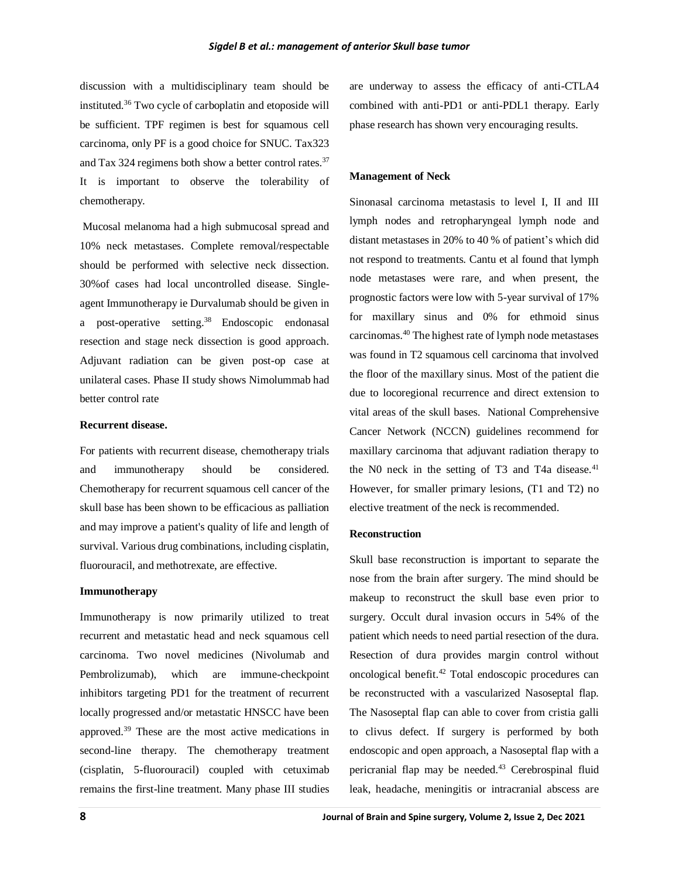discussion with a multidisciplinary team should be instituted.[36] Two cycle of carboplatin and etoposide will be sufficient. TPF regimen is best for squamous cell carcinoma, only PF is a good choice for SNUC. Tax323 and Tax 324 regimens both show a better control rates.[37] It is important to observe the tolerability of chemotherapy.

Mucosal melanoma had a high submucosal spread and 10% neck metastases. Complete removal/respectable should be performed with selective neck dissection. 30%of cases had local uncontrolled disease. Single-agent Immunotherapy ie Durvalumab should be given in a post-operative setting.[38] Endoscopic endonasal resection and stage neck dissection is good approach. Adjuvant radiation can be given post-op case at unilateral cases. Phase II study shows Nimolummab had better control rate

**Recurrent disease.**

For patients with recurrent disease, chemotherapy trials and immunotherapy should be considered. Chemotherapy for recurrent squamous cell cancer of the skull base has been shown to be efficacious as palliation and may improve a patient's quality of life and length of survival. Various drug combinations, including cisplatin, fluorouracil, and methotrexate, are effective.

**Immunotherapy**

Immunotherapy is now primarily utilized to treat recurrent and metastatic head and neck squamous cell carcinoma. Two novel medicines (Nivolumab and Pembrolizumab), which are immune-checkpoint inhibitors targeting PD1 for the treatment of recurrent locally progressed and/or metastatic HNSCC have been approved.[39] These are the most active medications in second-line therapy. The chemotherapy treatment (cisplatin, 5-fluorouracil) coupled with cetuximab remains the first-line treatment. Many phase III studies are underway to assess the efficacy of anti-CTLA4 combined with anti-PD1 or anti-PDL1 therapy. Early phase research has shown very encouraging results.

**Management of Neck**

Sinonasal carcinoma metastasis to level I, II and III lymph nodes and retropharyngeal lymph node and distant metastases in 20% to 40 % of patient's which did not respond to treatments. Cantu et al found that lymph node metastases were rare, and when present, the prognostic factors were low with 5-year survival of 17% for maxillary sinus and 0% for ethmoid sinus carcinomas.[40] The highest rate of lymph node metastases was found in T2 squamous cell carcinoma that involved the floor of the maxillary sinus. Most of the patient die due to locoregional recurrence and direct extension to vital areas of the skull bases. National Comprehensive Cancer Network (NCCN) guidelines recommend for maxillary carcinoma that adjuvant radiation therapy to the N0 neck in the setting of T3 and T4a disease.[41] However, for smaller primary lesions, (T1 and T2) no elective treatment of the neck is recommended.

**Reconstruction**

Skull base reconstruction is important to separate the nose from the brain after surgery. The mind should be makeup to reconstruct the skull base even prior to surgery. Occult dural invasion occurs in 54% of the patient which needs to need partial resection of the dura. Resection of dura provides margin control without oncological benefit.[42] Total endoscopic procedures can be reconstructed with a vascularized Nasoseptal flap. The Nasoseptal flap can able to cover from cristia galli to clivus defect. If surgery is performed by both endoscopic and open approach, a Nasoseptal flap with a pericranial flap may be needed.[43] Cerebrospinal fluid leak, headache, meningitis or intracranial abscess are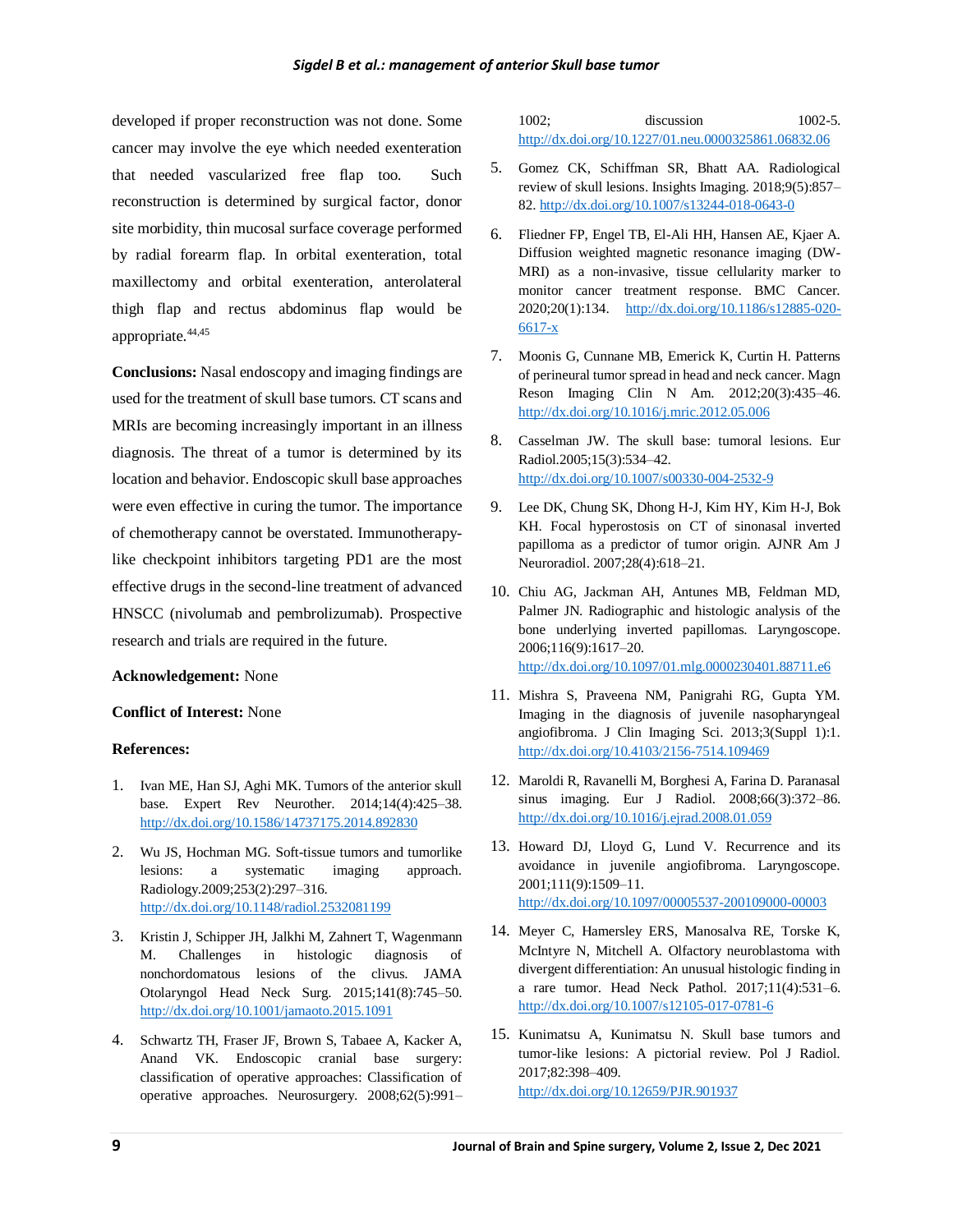developed if proper reconstruction was not done. Some cancer may involve the eye which needed exenteration that needed vascularized free flap too. Such reconstruction is determined by surgical factor, donor site morbidity, thin mucosal surface coverage performed by radial forearm flap. In orbital exenteration, total maxillectomy and orbital exenteration, anterolateral thigh flap and rectus abdominus flap would be appropriate.[44,45]

**Conclusions:** Nasal endoscopy and imaging findings are used for the treatment of skull base tumors. CT scans and MRIs are becoming increasingly important in an illness diagnosis. The threat of a tumor is determined by its location and behavior. Endoscopic skull base approaches were even effective in curing the tumor. The importance of chemotherapy cannot be overstated. Immunotherapy-like checkpoint inhibitors targeting PD1 are the most effective drugs in the second-line treatment of advanced HNSCC (nivolumab and pembrolizumab). Prospective research and trials are required in the future.

**Acknowledgement:** None

**Conflict of Interest:** None

**References:**

1. Ivan ME, Han SJ, Aghi MK. Tumors of the anterior skull base. Expert Rev Neurother. 2014;14(4):425–38. http://dx.doi.org/10.1586/14737175.2014.892830
2. Wu JS, Hochman MG. Soft-tissue tumors and tumorlike lesions: a systematic imaging approach. Radiology.2009;253(2):297–316. http://dx.doi.org/10.1148/radiol.2532081199
3. Kristin J, Schipper JH, Jalkhi M, Zahnert T, Wagenmann M. Challenges in histologic diagnosis of nonchordomatous lesions of the clivus. JAMA Otolaryngol Head Neck Surg. 2015;141(8):745–50. http://dx.doi.org/10.1001/jamaoto.2015.1091
4. Schwartz TH, Fraser JF, Brown S, Tabaee A, Kacker A, Anand VK. Endoscopic cranial base surgery: classification of operative approaches: Classification of operative approaches. Neurosurgery. 2008;62(5):991–1002; discussion 1002-5. http://dx.doi.org/10.1227/01.neu.0000325861.06832.06
5. Gomez CK, Schiffman SR, Bhatt AA. Radiological review of skull lesions. Insights Imaging. 2018;9(5):857–82. http://dx.doi.org/10.1007/s13244-018-0643-0
6. Fliedner FP, Engel TB, El-Ali HH, Hansen AE, Kjaer A. Diffusion weighted magnetic resonance imaging (DW-MRI) as a non-invasive, tissue cellularity marker to monitor cancer treatment response. BMC Cancer. 2020;20(1):134. http://dx.doi.org/10.1186/s12885-020-6617-x
7. Moonis G, Cunnane MB, Emerick K, Curtin H. Patterns of perineural tumor spread in head and neck cancer. Magn Reson Imaging Clin N Am. 2012;20(3):435–46. http://dx.doi.org/10.1016/j.mric.2012.05.006
8. Casselman JW. The skull base: tumoral lesions. Eur Radiol.2005;15(3):534–42. http://dx.doi.org/10.1007/s00330-004-2532-9
9. Lee DK, Chung SK, Dhong H-J, Kim HY, Kim H-J, Bok KH. Focal hyperostosis on CT of sinonasal inverted papilloma as a predictor of tumor origin. AJNR Am J Neuroradiol. 2007;28(4):618–21.
10. Chiu AG, Jackman AH, Antunes MB, Feldman MD, Palmer JN. Radiographic and histologic analysis of the bone underlying inverted papillomas. Laryngoscope. 2006;116(9):1617–20. http://dx.doi.org/10.1097/01.mlg.0000230401.88711.e6
11. Mishra S, Praveena NM, Panigrahi RG, Gupta YM. Imaging in the diagnosis of juvenile nasopharyngeal angiofibroma. J Clin Imaging Sci. 2013;3(Suppl 1):1. http://dx.doi.org/10.4103/2156-7514.109469
12. Maroldi R, Ravanelli M, Borghesi A, Farina D. Paranasal sinus imaging. Eur J Radiol. 2008;66(3):372–86. http://dx.doi.org/10.1016/j.ejrad.2008.01.059
13. Howard DJ, Lloyd G, Lund V. Recurrence and its avoidance in juvenile angiofibroma. Laryngoscope. 2001;111(9):1509–11. http://dx.doi.org/10.1097/00005537-200109000-00003
14. Meyer C, Hamersley ERS, Manosalva RE, Torske K, McIntyre N, Mitchell A. Olfactory neuroblastoma with divergent differentiation: An unusual histologic finding in a rare tumor. Head Neck Pathol. 2017;11(4):531–6. http://dx.doi.org/10.1007/s12105-017-0781-6
15. Kunimatsu A, Kunimatsu N. Skull base tumors and tumor-like lesions: A pictorial review. Pol J Radiol. 2017;82:398–409. http://dx.doi.org/10.12659/PJR.901937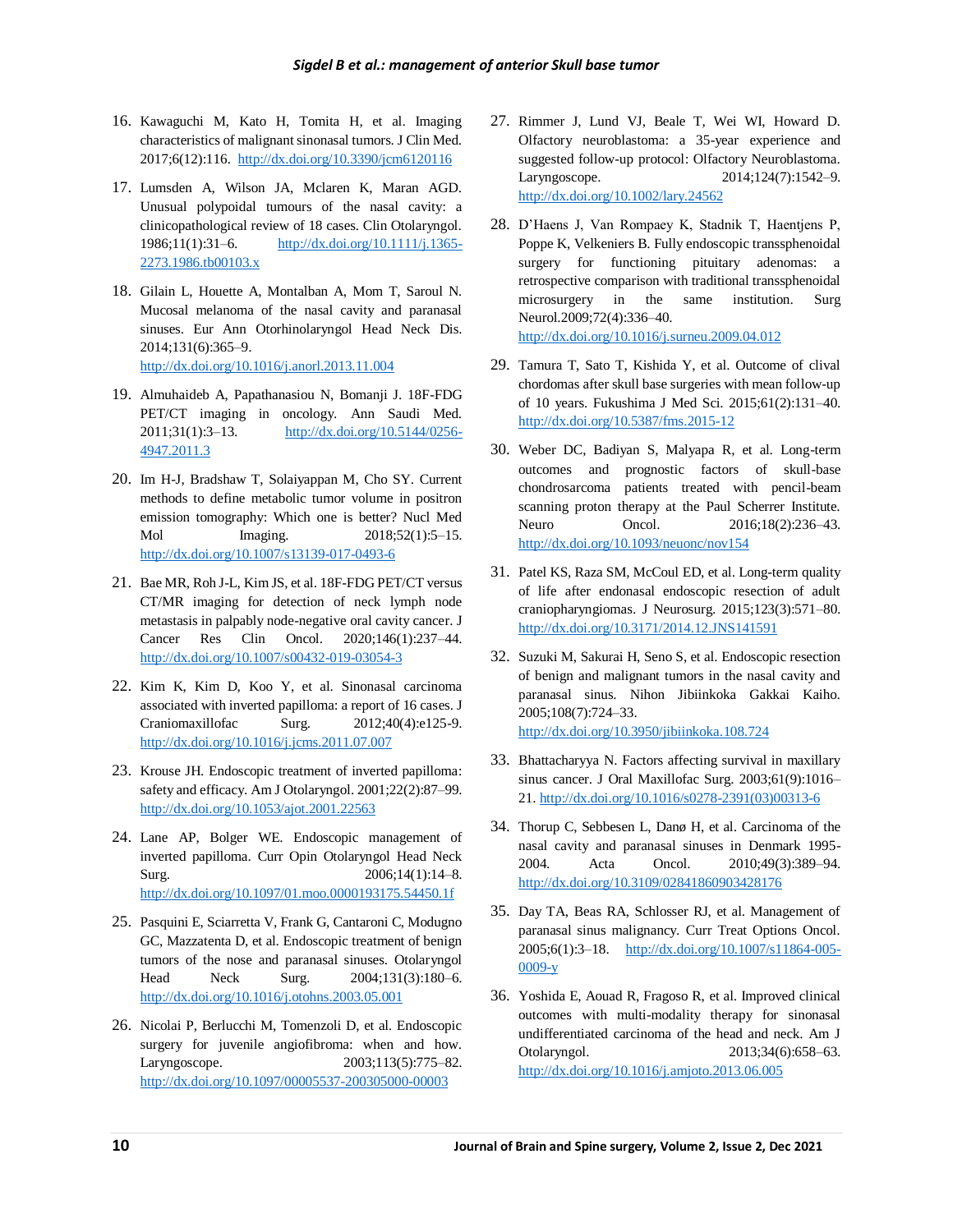16. Kawaguchi M, Kato H, Tomita H, et al. Imaging characteristics of malignant sinonasal tumors. J Clin Med. 2017;6(12):116. http://dx.doi.org/10.3390/jcm6120116

17. Lumsden A, Wilson JA, Mclaren K, Maran AGD. Unusual polypoidal tumours of the nasal cavity: a clinicopathological review of 18 cases. Clin Otolaryngol. 1986;11(1):31–6. http://dx.doi.org/10.1111/j.1365-2273.1986.tb00103.x

18. Gilain L, Houette A, Montalban A, Mom T, Saroul N. Mucosal melanoma of the nasal cavity and paranasal sinuses. Eur Ann Otorhinolaryngol Head Neck Dis. 2014;131(6):365–9. http://dx.doi.org/10.1016/j.anorl.2013.11.004

19. Almuhaideb A, Papathanasiou N, Bomanji J. 18F-FDG PET/CT imaging in oncology. Ann Saudi Med. 2011;31(1):3–13. http://dx.doi.org/10.5144/0256-4947.2011.3

20. Im H-J, Bradshaw T, Solaiyappan M, Cho SY. Current methods to define metabolic tumor volume in positron emission tomography: Which one is better? Nucl Med Mol Imaging. 2018;52(1):5–15. http://dx.doi.org/10.1007/s13139-017-0493-6

21. Bae MR, Roh J-L, Kim JS, et al. 18F-FDG PET/CT versus CT/MR imaging for detection of neck lymph node metastasis in palpably node-negative oral cavity cancer. J Cancer Res Clin Oncol. 2020;146(1):237–44. http://dx.doi.org/10.1007/s00432-019-03054-3

22. Kim K, Kim D, Koo Y, et al. Sinonasal carcinoma associated with inverted papilloma: a report of 16 cases. J Craniomaxillofac Surg. 2012;40(4):e125-9. http://dx.doi.org/10.1016/j.jcms.2011.07.007

23. Krouse JH. Endoscopic treatment of inverted papilloma: safety and efficacy. Am J Otolaryngol. 2001;22(2):87–99. http://dx.doi.org/10.1053/ajot.2001.22563

24. Lane AP, Bolger WE. Endoscopic management of inverted papilloma. Curr Opin Otolaryngol Head Neck Surg. 2006;14(1):14–8. http://dx.doi.org/10.1097/01.moo.0000193175.54450.1f

25. Pasquini E, Sciarretta V, Frank G, Cantaroni C, Modugno GC, Mazzatenta D, et al. Endoscopic treatment of benign tumors of the nose and paranasal sinuses. Otolaryngol Head Neck Surg. 2004;131(3):180–6. http://dx.doi.org/10.1016/j.otohns.2003.05.001

26. Nicolai P, Berlucchi M, Tomenzoli D, et al. Endoscopic surgery for juvenile angiofibroma: when and how. Laryngoscope. 2003;113(5):775–82. http://dx.doi.org/10.1097/00005537-200305000-00003

27. Rimmer J, Lund VJ, Beale T, Wei WI, Howard D. Olfactory neuroblastoma: a 35-year experience and suggested follow-up protocol: Olfactory Neuroblastoma. Laryngoscope. 2014;124(7):1542–9. http://dx.doi.org/10.1002/lary.24562

28. D'Haens J, Van Rompaey K, Stadnik T, Haentjens P, Poppe K, Velkeniers B. Fully endoscopic transsphenoidal surgery for functioning pituitary adenomas: a retrospective comparison with traditional transsphenoidal microsurgery in the same institution. Surg Neurol.2009;72(4):336–40. http://dx.doi.org/10.1016/j.surneu.2009.04.012

29. Tamura T, Sato T, Kishida Y, et al. Outcome of clival chordomas after skull base surgeries with mean follow-up of 10 years. Fukushima J Med Sci. 2015;61(2):131–40. http://dx.doi.org/10.5387/fms.2015-12

30. Weber DC, Badiyan S, Malyapa R, et al. Long-term outcomes and prognostic factors of skull-base chondrosarcoma patients treated with pencil-beam scanning proton therapy at the Paul Scherrer Institute. Neuro Oncol. 2016;18(2):236–43. http://dx.doi.org/10.1093/neuonc/nov154

31. Patel KS, Raza SM, McCoul ED, et al. Long-term quality of life after endonasal endoscopic resection of adult craniopharyngiomas. J Neurosurg. 2015;123(3):571–80. http://dx.doi.org/10.3171/2014.12.JNS141591

32. Suzuki M, Sakurai H, Seno S, et al. Endoscopic resection of benign and malignant tumors in the nasal cavity and paranasal sinus. Nihon Jibiinkoka Gakkai Kaiho. 2005;108(7):724–33. http://dx.doi.org/10.3950/jibiinkoka.108.724

33. Bhattacharyya N. Factors affecting survival in maxillary sinus cancer. J Oral Maxillofac Surg. 2003;61(9):1016–21. http://dx.doi.org/10.1016/s0278-2391(03)00313-6

34. Thorup C, Sebbesen L, Danø H, et al. Carcinoma of the nasal cavity and paranasal sinuses in Denmark 1995-2004. Acta Oncol. 2010;49(3):389–94. http://dx.doi.org/10.3109/02841860903428176

35. Day TA, Beas RA, Schlosser RJ, et al. Management of paranasal sinus malignancy. Curr Treat Options Oncol. 2005;6(1):3–18. http://dx.doi.org/10.1007/s11864-005-0009-y

36. Yoshida E, Aouad R, Fragoso R, et al. Improved clinical outcomes with multi-modality therapy for sinonasal undifferentiated carcinoma of the head and neck. Am J Otolaryngol. 2013;34(6):658–63. http://dx.doi.org/10.1016/j.amjoto.2013.06.005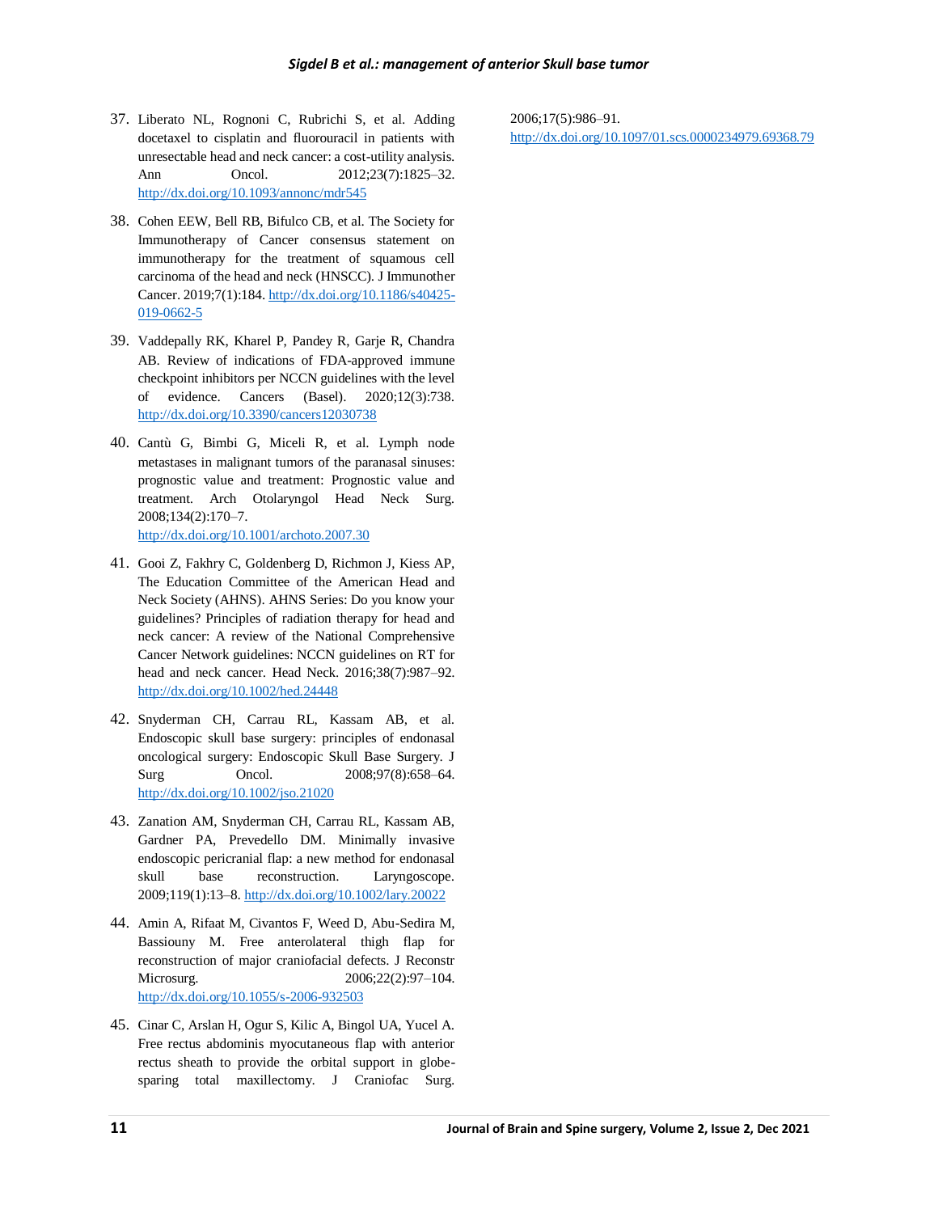37. Liberato NL, Rognoni C, Rubrichi S, et al. Adding docetaxel to cisplatin and fluorouracil in patients with unresectable head and neck cancer: a cost-utility analysis. Ann Oncol. 2012;23(7):1825–32. http://dx.doi.org/10.1093/annonc/mdr545

38. Cohen EEW, Bell RB, Bifulco CB, et al. The Society for Immunotherapy of Cancer consensus statement on immunotherapy for the treatment of squamous cell carcinoma of the head and neck (HNSCC). J Immunother Cancer. 2019;7(1):184. http://dx.doi.org/10.1186/s40425-019-0662-5

39. Vaddepally RK, Kharel P, Pandey R, Garje R, Chandra AB. Review of indications of FDA-approved immune checkpoint inhibitors per NCCN guidelines with the level of evidence. Cancers (Basel). 2020;12(3):738. http://dx.doi.org/10.3390/cancers12030738

40. Cantù G, Bimbi G, Miceli R, et al. Lymph node metastases in malignant tumors of the paranasal sinuses: prognostic value and treatment: Prognostic value and treatment. Arch Otolaryngol Head Neck Surg. 2008;134(2):170–7. http://dx.doi.org/10.1001/archoto.2007.30

41. Gooi Z, Fakhry C, Goldenberg D, Richmon J, Kiess AP, The Education Committee of the American Head and Neck Society (AHNS). AHNS Series: Do you know your guidelines? Principles of radiation therapy for head and neck cancer: A review of the National Comprehensive Cancer Network guidelines: NCCN guidelines on RT for head and neck cancer. Head Neck. 2016;38(7):987–92. http://dx.doi.org/10.1002/hed.24448

42. Snyderman CH, Carrau RL, Kassam AB, et al. Endoscopic skull base surgery: principles of endonasal oncological surgery: Endoscopic Skull Base Surgery. J Surg Oncol. 2008;97(8):658–64. http://dx.doi.org/10.1002/jso.21020

43. Zanation AM, Snyderman CH, Carrau RL, Kassam AB, Gardner PA, Prevedello DM. Minimally invasive endoscopic pericranial flap: a new method for endonasal skull base reconstruction. Laryngoscope. 2009;119(1):13–8. http://dx.doi.org/10.1002/lary.20022

44. Amin A, Rifaat M, Civantos F, Weed D, Abu-Sedira M, Bassiouny M. Free anterolateral thigh flap for reconstruction of major craniofacial defects. J Reconstr Microsurg. 2006;22(2):97–104. http://dx.doi.org/10.1055/s-2006-932503

45. Cinar C, Arslan H, Ogur S, Kilic A, Bingol UA, Yucel A. Free rectus abdominis myocutaneous flap with anterior rectus sheath to provide the orbital support in globe-sparing total maxillectomy. J Craniofac Surg. 2006;17(5):986–91. http://dx.doi.org/10.1097/01.scs.0000234979.69368.79